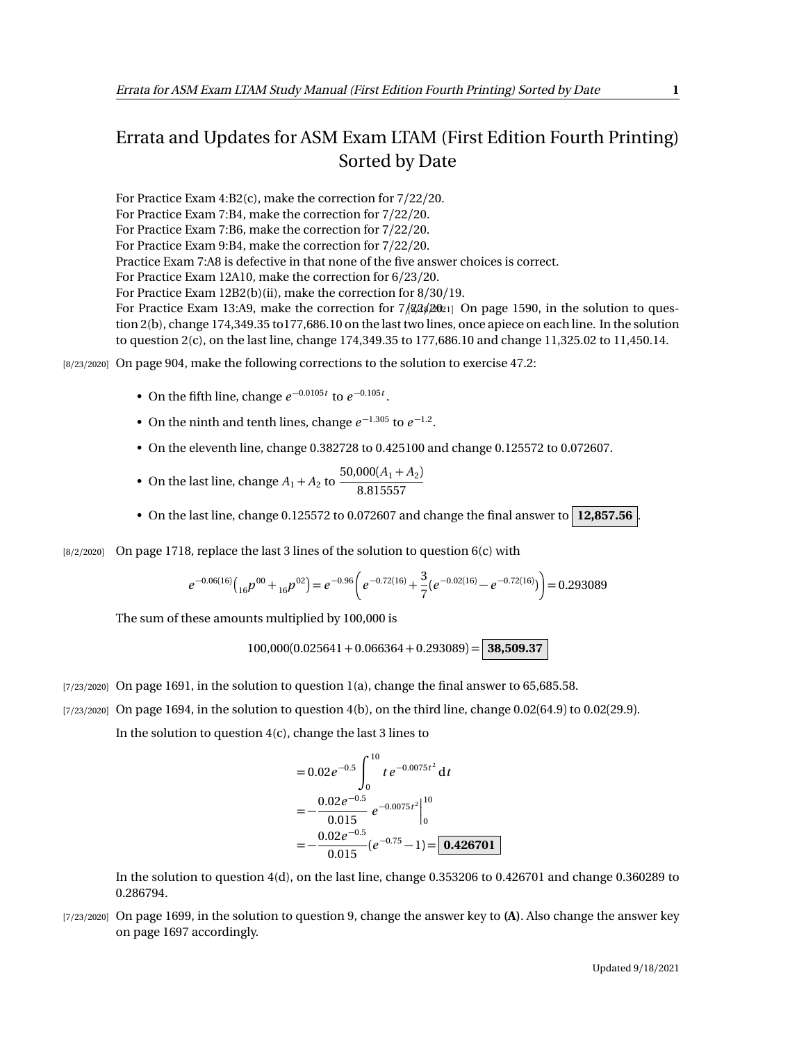# Errata and Updates for ASM Exam LTAM (First Edition Fourth Printing) Sorted by Date

For Practice Exam 4:B2(c), make the correction for 7/22/20.
For Practice Exam 7:B4, make the correction for 7/22/20.
For Practice Exam 7:B6, make the correction for 7/22/20.
For Practice Exam 9:B4, make the correction for 7/22/20.
Practice Exam 7:A8 is defective in that none of the five answer choices is correct.
For Practice Exam 12A10, make the correction for 6/23/20.
For Practice Exam 12B2(b)(ii), make the correction for 8/30/19.
For Practice Exam 13:A9, make the correction for 7/22/20.

[2/2/2021] On page 1590, in the solution to question 2(b), change 174,349.35 to177,686.10 on the last two lines, once apiece on each line. In the solution to question 2(c), on the last line, change 174,349.35 to 177,686.10 and change 11,325.02 to 11,450.14.

[8/23/2020] On page 904, make the following corrections to the solution to exercise 47.2:

- On the fifth line, change $e^{-0.0105t}$ to $e^{-0.105t}$.
- On the ninth and tenth lines, change $e^{-1.305}$ to $e^{-1.2}$.
- On the eleventh line, change 0.382728 to 0.425100 and change 0.125572 to 0.072607.
- On the last line, change $A_1 + A_2$ to $\dfrac{50{,}000(A_1 + A_2)}{8.815557}$
- On the last line, change 0.125572 to 0.072607 and change the final answer to $\boxed{\textbf{12,857.56}}$.

[8/2/2020] On page 1718, replace the last 3 lines of the solution to question 6(c) with

$$e^{-0.06(16)}\left({}_{16}p^{00} + {}_{16}p^{02}\right) = e^{-0.96}\left(e^{-0.72(16)} + \frac{3}{7}(e^{-0.02(16)} - e^{-0.72(16)})\right) = 0.293089$$

The sum of these amounts multiplied by 100,000 is

$$100{,}000(0.025641 + 0.066364 + 0.293089) = \boxed{\textbf{38,509.37}}$$

[7/23/2020] On page 1691, in the solution to question 1(a), change the final answer to 65,685.58.

[7/23/2020] On page 1694, in the solution to question 4(b), on the third line, change 0.02(64.9) to 0.02(29.9).

In the solution to question 4(c), change the last 3 lines to

$$\begin{aligned}
&= 0.02e^{-0.5}\int_0^{10} t\,e^{-0.0075t^2}\,\mathrm{d}t \\
&= -\frac{0.02e^{-0.5}}{0.015}\; e^{-0.0075t^2}\Big|_0^{10} \\
&= -\frac{0.02e^{-0.5}}{0.015}(e^{-0.75} - 1) = \boxed{\textbf{0.426701}}
\end{aligned}$$

In the solution to question 4(d), on the last line, change 0.353206 to 0.426701 and change 0.360289 to 0.286794.

[7/23/2020] On page 1699, in the solution to question 9, change the answer key to **(A)**. Also change the answer key on page 1697 accordingly.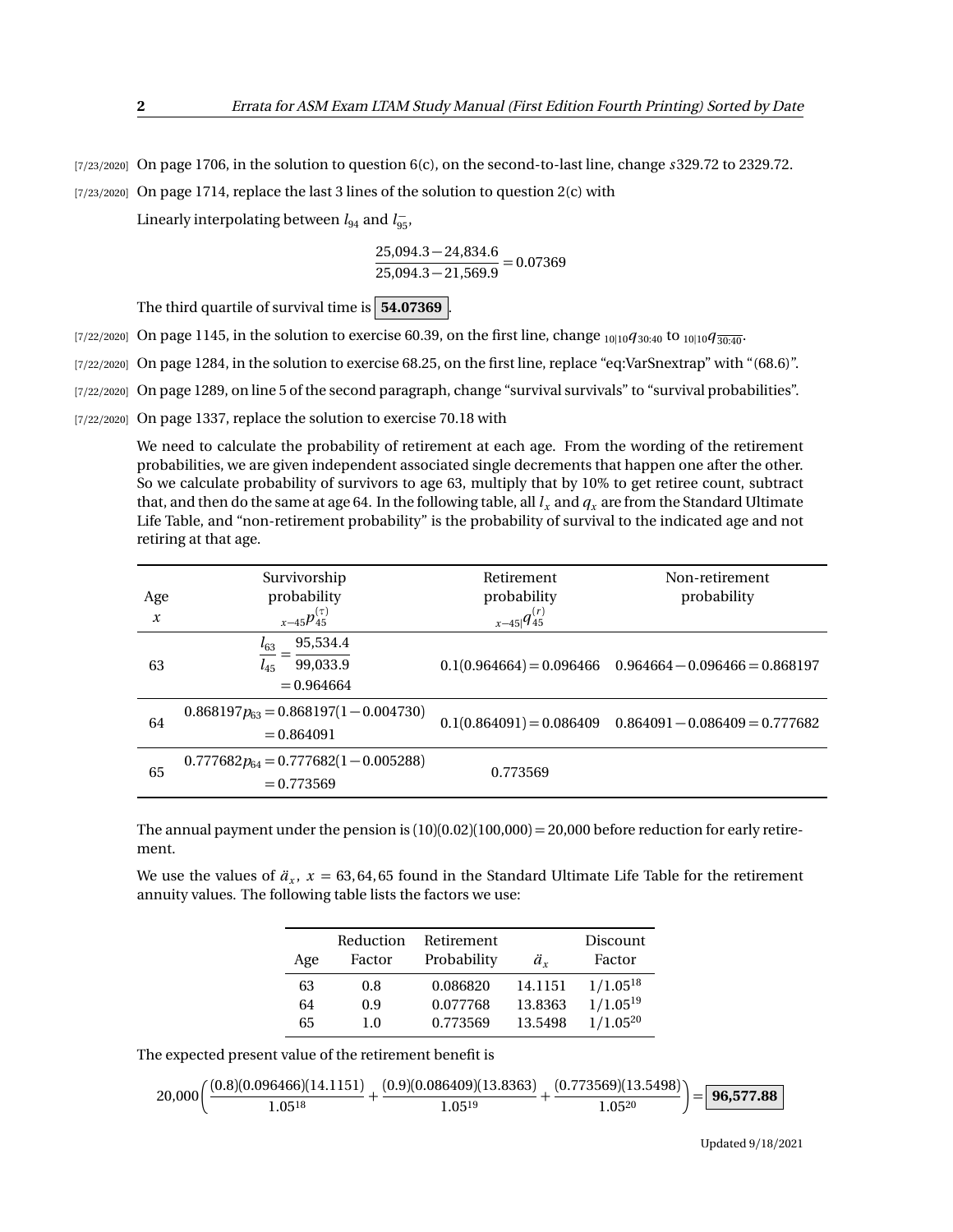[7/23/2020] On page 1706, in the solution to question 6(c), on the second-to-last line, change $s329.72 to 2329.72.

[7/23/2020] On page 1714, replace the last 3 lines of the solution to question 2(c) with

Linearly interpolating between $l_{94}$ and $l_{95}^{-}$,

$$\frac{25{,}094.3 - 24{,}834.6}{25{,}094.3 - 21{,}569.9} = 0.07369$$

The third quartile of survival time is **54.07369**.

[7/22/2020] On page 1145, in the solution to exercise 60.39, on the first line, change ${}_{10|10}q_{30:40}$ to ${}_{10|10}q_{\overline{30:40}}$.

[7/22/2020] On page 1284, in the solution to exercise 68.25, on the first line, replace "eq:VarSnextrap" with "(68.6)".

[7/22/2020] On page 1289, on line 5 of the second paragraph, change "survival survivals" to "survival probabilities".

[7/22/2020] On page 1337, replace the solution to exercise 70.18 with

We need to calculate the probability of retirement at each age. From the wording of the retirement probabilities, we are given independent associated single decrements that happen one after the other. So we calculate probability of survivors to age 63, multiply that by 10% to get retiree count, subtract that, and then do the same at age 64. In the following table, all $l_x$ and $q_x$ are from the Standard Ultimate Life Table, and "non-retirement probability" is the probability of survival to the indicated age and not retiring at that age.

| Age $x$ | Survivorship probability ${}_{x-45}p_{45}^{(\tau)}$ | Retirement probability ${}_{x-45|}q_{45}^{(r)}$ | Non-retirement probability |
|---|---|---|---|
| 63 | $\frac{l_{63}}{l_{45}} = \frac{95{,}534.4}{99{,}033.9} = 0.964664$ | $0.1(0.964664) = 0.096466$ | $0.964664 - 0.096466 = 0.868197$ |
| 64 | $0.868197p_{63} = 0.868197(1 - 0.004730) = 0.864091$ | $0.1(0.864091) = 0.086409$ | $0.864091 - 0.086409 = 0.777682$ |
| 65 | $0.777682p_{64} = 0.777682(1 - 0.005288) = 0.773569$ | $0.773569$ | |

The annual payment under the pension is $(10)(0.02)(100{,}000) = 20{,}000$ before reduction for early retirement.

We use the values of $\ddot{a}_x$, $x = 63, 64, 65$ found in the Standard Ultimate Life Table for the retirement annuity values. The following table lists the factors we use:

| Age | Reduction Factor | Retirement Probability | $\ddot{a}_x$ | Discount Factor |
|---|---|---|---|---|
| 63 | 0.8 | 0.086820 | 14.1151 | $1/1.05^{18}$ |
| 64 | 0.9 | 0.077768 | 13.8363 | $1/1.05^{19}$ |
| 65 | 1.0 | 0.773569 | 13.5498 | $1/1.05^{20}$ |

The expected present value of the retirement benefit is

$$20{,}000\left(\frac{(0.8)(0.096466)(14.1151)}{1.05^{18}} + \frac{(0.9)(0.086409)(13.8363)}{1.05^{19}} + \frac{(0.773569)(13.5498)}{1.05^{20}}\right) = \boxed{\mathbf{96{,}577.88}}$$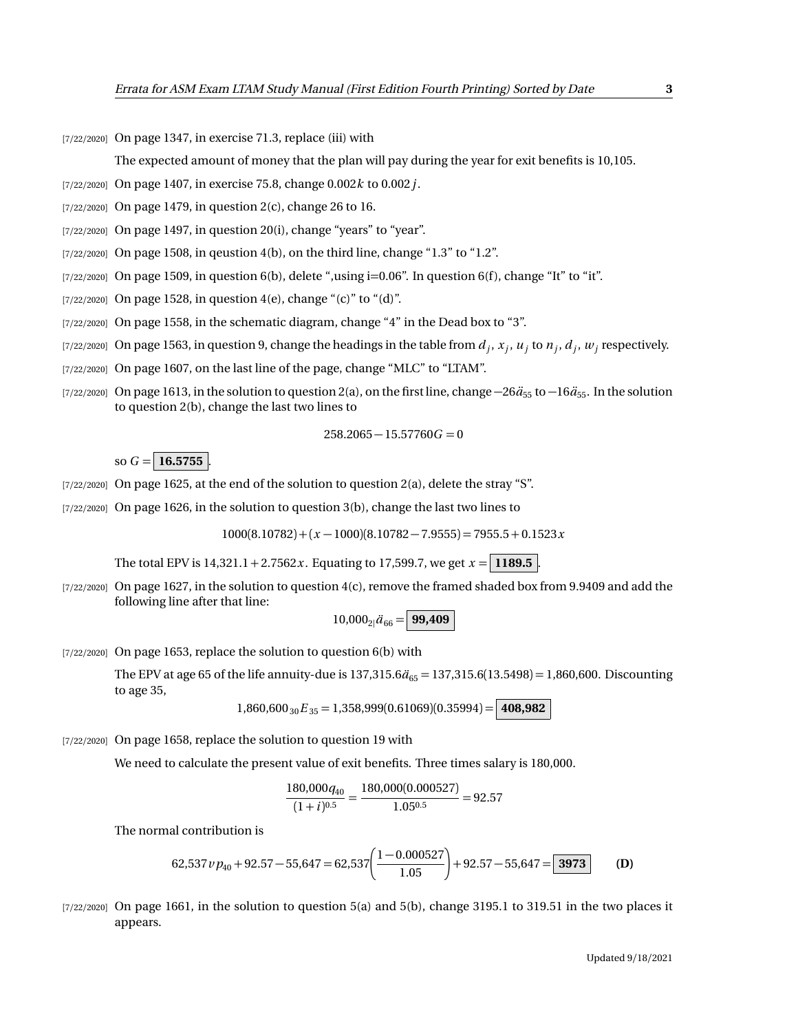[7/22/2020] On page 1347, in exercise 71.3, replace (iii) with

The expected amount of money that the plan will pay during the year for exit benefits is 10,105.

[7/22/2020] On page 1407, in exercise 75.8, change $0.002k$ to $0.002j$.

[7/22/2020] On page 1479, in question 2(c), change 26 to 16.

[7/22/2020] On page 1497, in question 20(i), change "years" to "year".

[7/22/2020] On page 1508, in qeustion 4(b), on the third line, change "1.3" to "1.2".

[7/22/2020] On page 1509, in question 6(b), delete ",using i=0.06". In question 6(f), change "It" to "it".

[7/22/2020] On page 1528, in question 4(e), change "(c)" to "(d)".

[7/22/2020] On page 1558, in the schematic diagram, change "4" in the Dead box to "3".

[7/22/2020] On page 1563, in question 9, change the headings in the table from $d_j$, $x_j$, $u_j$ to $n_j$, $d_j$, $w_j$ respectively.

[7/22/2020] On page 1607, on the last line of the page, change "MLC" to "LTAM".

[7/22/2020] On page 1613, in the solution to question 2(a), on the first line, change $-26\ddot{a}_{55}$ to $-16\ddot{a}_{55}$. In the solution to question 2(b), change the last two lines to

$$258.2065 - 15.57760G = 0$$

so $G = \boxed{\mathbf{16.5755}}$.

[7/22/2020] On page 1625, at the end of the solution to question 2(a), delete the stray "S".

[7/22/2020] On page 1626, in the solution to question 3(b), change the last two lines to

$$1000(8.10782) + (x - 1000)(8.10782 - 7.9555) = 7955.5 + 0.1523x$$

The total EPV is $14{,}321.1 + 2.7562x$. Equating to 17,599.7, we get $x = \boxed{\mathbf{1189.5}}$.

[7/22/2020] On page 1627, in the solution to question 4(c), remove the framed shaded box from 9.9409 and add the following line after that line:

$$10{,}000\,{}_{2|}\ddot{a}_{66} = \boxed{\mathbf{99{,}409}}$$

[7/22/2020] On page 1653, replace the solution to question 6(b) with

The EPV at age 65 of the life annuity-due is $137{,}315.6\ddot{a}_{65} = 137{,}315.6(13.5498) = 1{,}860{,}600$. Discounting to age 35,

$$1{,}860{,}600\,{}_{30}E_{35} = 1{,}358{,}999(0.61069)(0.35994) = \boxed{\mathbf{408{,}982}}$$

[7/22/2020] On page 1658, replace the solution to question 19 with

We need to calculate the present value of exit benefits. Three times salary is 180,000.

$$\frac{180{,}000q_{40}}{(1+i)^{0.5}} = \frac{180{,}000(0.000527)}{1.05^{0.5}} = 92.57$$

The normal contribution is

$$62{,}537vp_{40} + 92.57 - 55{,}647 = 62{,}537\left(\frac{1 - 0.000527}{1.05}\right) + 92.57 - 55{,}647 = \boxed{\mathbf{3973}} \qquad \textbf{(D)}$$

[7/22/2020] On page 1661, in the solution to question 5(a) and 5(b), change 3195.1 to 319.51 in the two places it appears.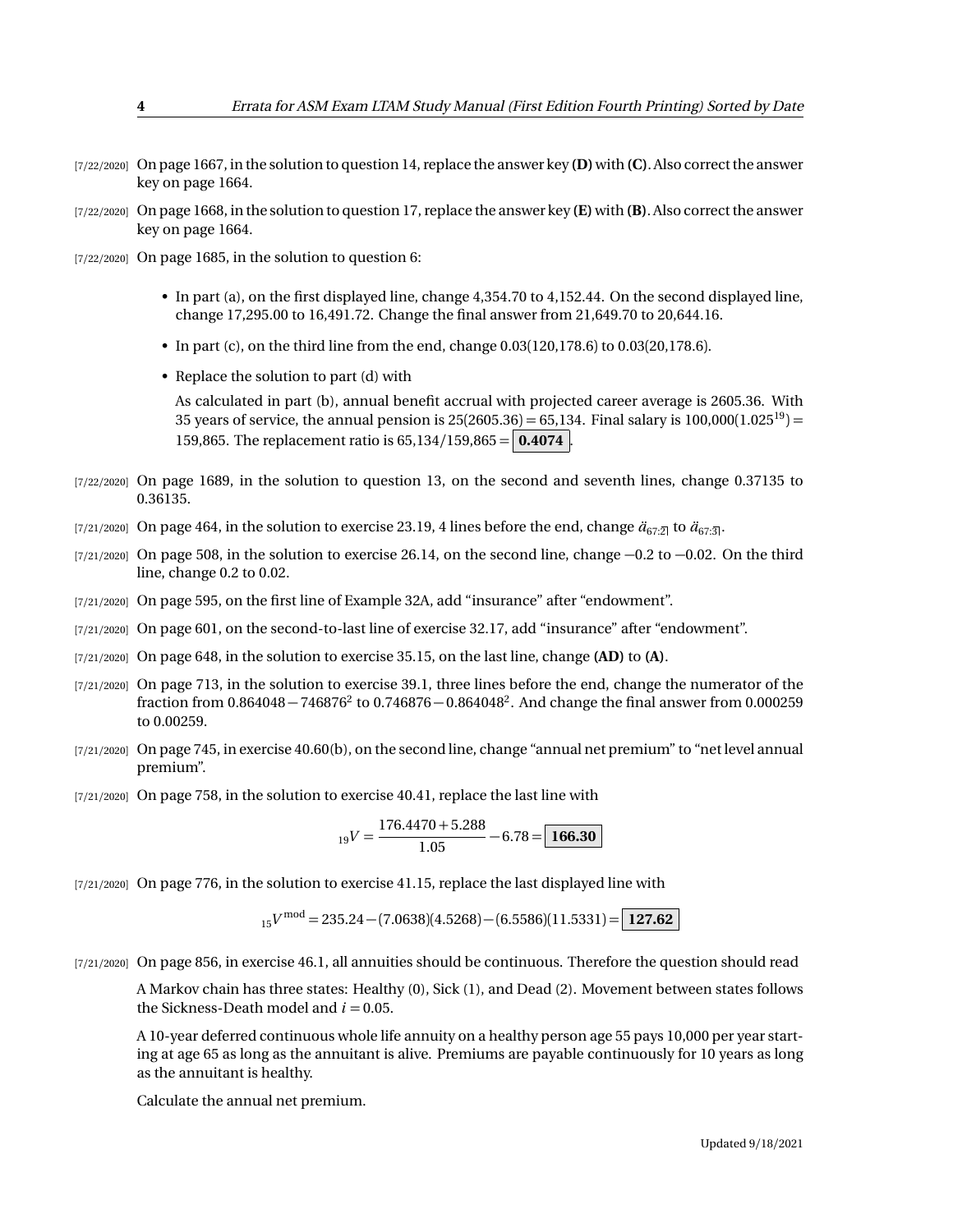[7/22/2020] On page 1667, in the solution to question 14, replace the answer key **(D)** with **(C)**. Also correct the answer key on page 1664.

[7/22/2020] On page 1668, in the solution to question 17, replace the answer key **(E)** with **(B)**. Also correct the answer key on page 1664.

[7/22/2020] On page 1685, in the solution to question 6:

- In part (a), on the first displayed line, change 4,354.70 to 4,152.44. On the second displayed line, change 17,295.00 to 16,491.72. Change the final answer from 21,649.70 to 20,644.16.
- In part (c), on the third line from the end, change 0.03(120,178.6) to 0.03(20,178.6).
- Replace the solution to part (d) with

  As calculated in part (b), annual benefit accrual with projected career average is 2605.36. With 35 years of service, the annual pension is 25(2605.36) = 65,134. Final salary is $100{,}000(1.025^{19}) = 159{,}865$. The replacement ratio is $65{,}134/159{,}865 = \boxed{\mathbf{0.4074}}$.

[7/22/2020] On page 1689, in the solution to question 13, on the second and seventh lines, change 0.37135 to 0.36135.

[7/21/2020] On page 464, in the solution to exercise 23.19, 4 lines before the end, change $\ddot{a}_{67:\overline{2}|}$ to $\ddot{a}_{67:\overline{3}|}$.

[7/21/2020] On page 508, in the solution to exercise 26.14, on the second line, change −0.2 to −0.02. On the third line, change 0.2 to 0.02.

[7/21/2020] On page 595, on the first line of Example 32A, add “insurance” after “endowment”.

[7/21/2020] On page 601, on the second-to-last line of exercise 32.17, add “insurance” after “endowment”.

[7/21/2020] On page 648, in the solution to exercise 35.15, on the last line, change **(AD)** to **(A)**.

[7/21/2020] On page 713, in the solution to exercise 39.1, three lines before the end, change the numerator of the fraction from $0.864048 - 746876^2$ to $0.746876 - 0.864048^2$. And change the final answer from 0.000259 to 0.00259.

[7/21/2020] On page 745, in exercise 40.60(b), on the second line, change “annual net premium” to “net level annual premium”.

[7/21/2020] On page 758, in the solution to exercise 40.41, replace the last line with

$$_{19}V = \frac{176.4470 + 5.288}{1.05} - 6.78 = \boxed{\mathbf{166.30}}$$

[7/21/2020] On page 776, in the solution to exercise 41.15, replace the last displayed line with

$$_{15}V^{\text{mod}} = 235.24 - (7.0638)(4.5268) - (6.5586)(11.5331) = \boxed{\mathbf{127.62}}$$

[7/21/2020] On page 856, in exercise 46.1, all annuities should be continuous. Therefore the question should read

A Markov chain has three states: Healthy (0), Sick (1), and Dead (2). Movement between states follows the Sickness-Death model and $i = 0.05$.

A 10-year deferred continuous whole life annuity on a healthy person age 55 pays 10,000 per year starting at age 65 as long as the annuitant is alive. Premiums are payable continuously for 10 years as long as the annuitant is healthy.

Calculate the annual net premium.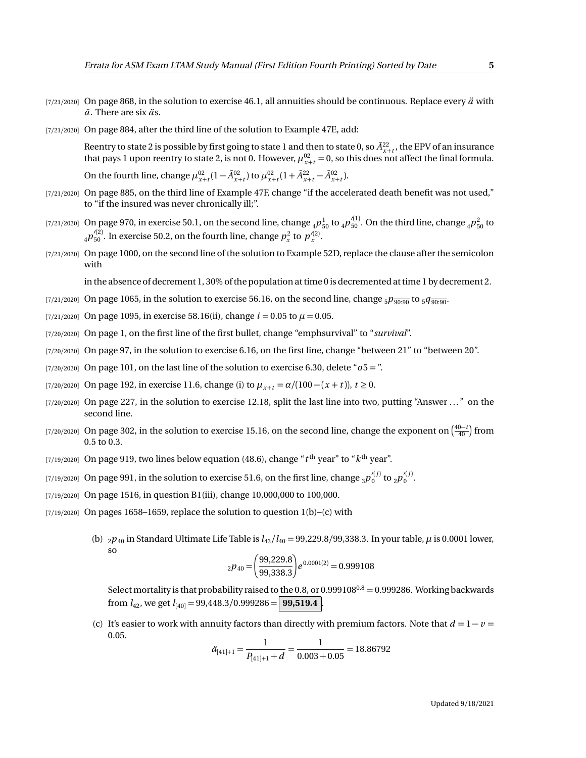[7/21/2020] On page 868, in the solution to exercise 46.1, all annuities should be continuous. Replace every $\ddot{a}$ with $\bar{a}$. There are six $\ddot{a}$s.

[7/21/2020] On page 884, after the third line of the solution to Example 47E, add:

> Reentry to state 2 is possible by first going to state 1 and then to state 0, so $\bar{A}^{22}_{x+t}$, the EPV of an insurance that pays 1 upon reentry to state 2, is not 0. However, $\mu^{02}_{x+t} = 0$, so this does not affect the final formula.
>
> On the fourth line, change $\mu^{02}_{x+t}(1-\bar{A}^{02}_{x+t})$ to $\mu^{02}_{x+t}(1+\bar{A}^{22}_{x+t}-\bar{A}^{02}_{x+t})$.

[7/21/2020] On page 885, on the third line of Example 47F, change "if the accelerated death benefit was not used," to "if the insured was never chronically ill;".

[7/21/2020] On page 970, in exercise 50.1, on the second line, change ${}_4p^1_{50}$ to ${}_4p'^{(1)}_{50}$. On the third line, change ${}_4p^2_{50}$ to ${}_4p'^{(2)}_{50}$. In exercise 50.2, on the fourth line, change $p^2_x$ to $p'^{(2)}_x$.

[7/21/2020] On page 1000, on the second line of the solution to Example 52D, replace the clause after the semicolon with

> in the absence of decrement 1, 30% of the population at time 0 is decremented at time 1 by decrement 2.

[7/21/2020] On page 1065, in the solution to exercise 56.16, on the second line, change ${}_5p_{\overline{90:90}}$ to ${}_5q_{\overline{90:90}}$.

[7/21/2020] On page 1095, in exercise 58.16(ii), change $i = 0.05$ to $\mu = 0.05$.

[7/20/2020] On page 1, on the first line of the first bullet, change "emphsurvival" to "*survival*".

[7/20/2020] On page 97, in the solution to exercise 6.16, on the first line, change "between 21" to "between 20".

[7/20/2020] On page 101, on the last line of the solution to exercise 6.30, delete "$o5 =$".

[7/20/2020] On page 192, in exercise 11.6, change (i) to $\mu_{x+t} = \alpha/(100-(x+t))$, $t \geq 0$.

[7/20/2020] On page 227, in the solution to exercise 12.18, split the last line into two, putting "Answer ..." on the second line.

[7/20/2020] On page 302, in the solution to exercise 15.16, on the second line, change the exponent on $\left(\frac{40-t}{40}\right)$ from 0.5 to 0.3.

[7/19/2020] On page 919, two lines below equation (48.6), change "$t^{\text{th}}$ year" to "$k^{\text{th}}$ year".

[7/19/2020] On page 991, in the solution to exercise 51.6, on the first line, change ${}_3p'^{(j)}_0$ to ${}_2p'^{(j)}_0$.

[7/19/2020] On page 1516, in question B1(iii), change 10,000,000 to 100,000.

[7/19/2020] On pages 1658–1659, replace the solution to question 1(b)–(c) with

(b) ${}_2p_{40}$ in Standard Ultimate Life Table is $l_{42}/l_{40} = 99{,}229.8/99{,}338.3$. In your table, $\mu$ is 0.0001 lower, so

$$ {}_2p_{40} = \left(\frac{99{,}229.8}{99{,}338.3}\right)e^{0.0001(2)} = 0.999108 $$

Select mortality is that probability raised to the 0.8, or $0.999108^{0.8} = 0.999286$. Working backwards from $l_{42}$, we get $l_{[40]} = 99{,}448.3/0.999286 = \boxed{\mathbf{99{,}519.4}}$.

(c) It's easier to work with annuity factors than directly with premium factors. Note that $d = 1 - v = 0.05$.

$$ \ddot{a}_{[41]+1} = \frac{1}{P_{[41]+1} + d} = \frac{1}{0.003 + 0.05} = 18.86792 $$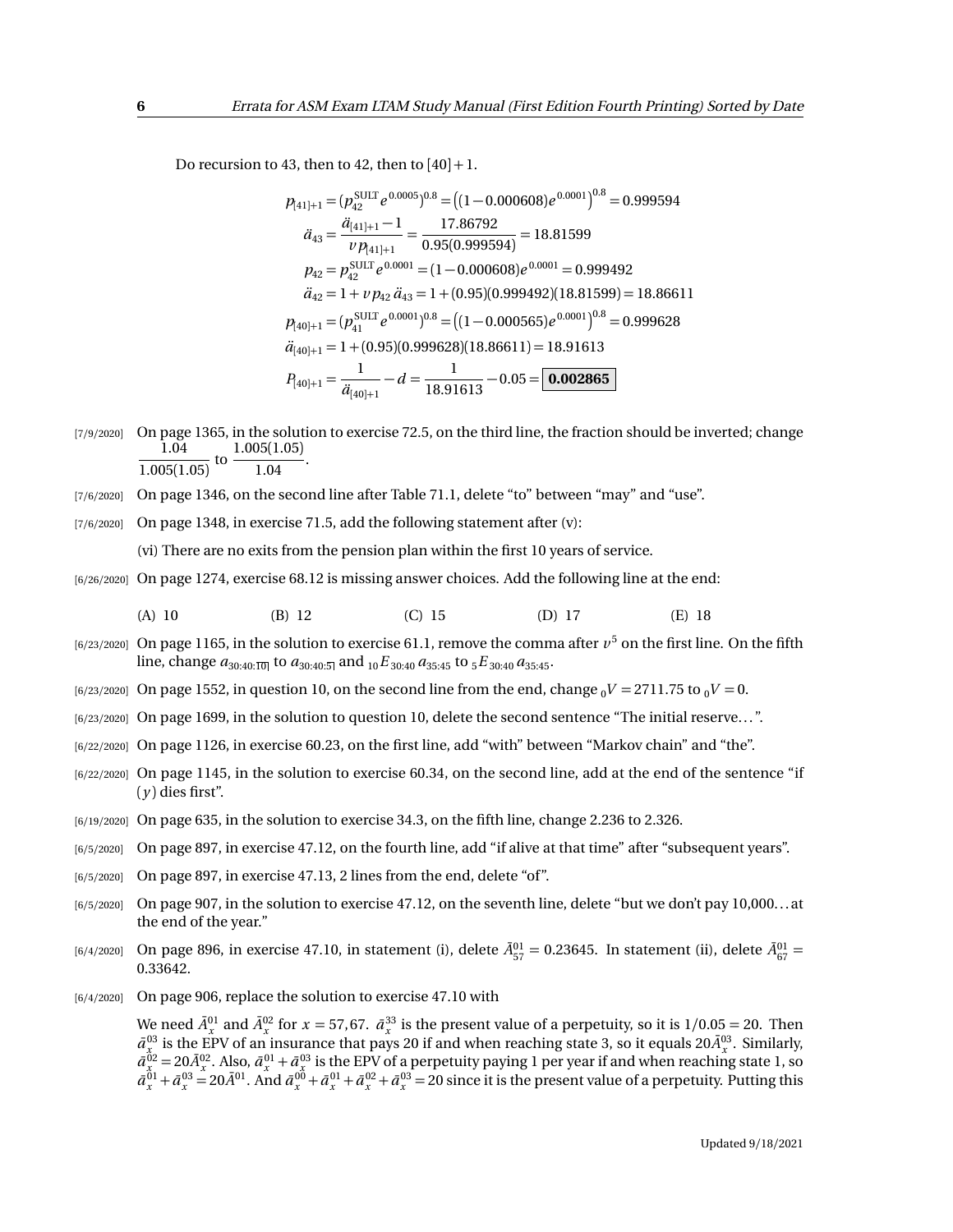Do recursion to 43, then to 42, then to $[40]+1$.

$$p_{[41]+1} = (p_{42}^{\text{SULT}} e^{0.0005})^{0.8} = \left((1-0.000608)e^{0.0001}\right)^{0.8} = 0.999594$$

$$\ddot{a}_{43} = \frac{\ddot{a}_{[41]+1}-1}{v\,p_{[41]+1}} = \frac{17.86792}{0.95(0.999594)} = 18.81599$$

$$p_{42} = p_{42}^{\text{SULT}} e^{0.0001} = (1-0.000608)e^{0.0001} = 0.999492$$

$$\ddot{a}_{42} = 1 + v\,p_{42}\,\ddot{a}_{43} = 1 + (0.95)(0.999492)(18.81599) = 18.86611$$

$$p_{[40]+1} = (p_{41}^{\text{SULT}} e^{0.0001})^{0.8} = \left((1-0.000565)e^{0.0001}\right)^{0.8} = 0.999628$$

$$\ddot{a}_{[40]+1} = 1 + (0.95)(0.999628)(18.86611) = 18.91613$$

$$P_{[40]+1} = \frac{1}{\ddot{a}_{[40]+1}} - d = \frac{1}{18.91613} - 0.05 = \boxed{\mathbf{0.002865}}$$

[7/9/2020] On page 1365, in the solution to exercise 72.5, on the third line, the fraction should be inverted; change $\dfrac{1.04}{1.005(1.05)}$ to $\dfrac{1.005(1.05)}{1.04}$.

[7/6/2020] On page 1346, on the second line after Table 71.1, delete "to" between "may" and "use".

[7/6/2020] On page 1348, in exercise 71.5, add the following statement after (v):

(vi) There are no exits from the pension plan within the first 10 years of service.

[6/26/2020] On page 1274, exercise 68.12 is missing answer choices. Add the following line at the end:

(A) 10 (B) 12 (C) 15 (D) 17 (E) 18

[6/23/2020] On page 1165, in the solution to exercise 61.1, remove the comma after $v^5$ on the first line. On the fifth line, change $a_{30:40:\overline{10}|}$ to $a_{30:40:\overline{5}|}$ and ${}_{10}E_{30:40}\,a_{35:45}$ to ${}_{5}E_{30:40}\,a_{35:45}$.

[6/23/2020] On page 1552, in question 10, on the second line from the end, change ${}_0V = 2711.75$ to ${}_0V = 0$.

[6/23/2020] On page 1699, in the solution to question 10, delete the second sentence "The initial reserve…".

[6/22/2020] On page 1126, in exercise 60.23, on the first line, add "with" between "Markov chain" and "the".

[6/22/2020] On page 1145, in the solution to exercise 60.34, on the second line, add at the end of the sentence "if $(y)$ dies first".

[6/19/2020] On page 635, in the solution to exercise 34.3, on the fifth line, change 2.236 to 2.326.

[6/5/2020] On page 897, in exercise 47.12, on the fourth line, add "if alive at that time" after "subsequent years".

[6/5/2020] On page 897, in exercise 47.13, 2 lines from the end, delete "of".

[6/5/2020] On page 907, in the solution to exercise 47.12, on the seventh line, delete "but we don't pay 10,000… at the end of the year."

[6/4/2020] On page 896, in exercise 47.10, in statement (i), delete $\bar{A}_{57}^{01} = 0.23645$. In statement (ii), delete $\bar{A}_{67}^{01} = 0.33642$.

[6/4/2020] On page 906, replace the solution to exercise 47.10 with

We need $\bar{A}_x^{01}$ and $\bar{A}_x^{02}$ for $x = 57, 67$. $\bar{a}_x^{33}$ is the present value of a perpetuity, so it is $1/0.05 = 20$. Then $\bar{a}_x^{03}$ is the EPV of an insurance that pays 20 if and when reaching state 3, so it equals $20\bar{A}_x^{03}$. Similarly, $\bar{a}_x^{02} = 20\bar{A}_x^{02}$. Also, $\bar{a}_x^{01} + \bar{a}_x^{03}$ is the EPV of a perpetuity paying 1 per year if and when reaching state 1, so $\bar{a}_x^{01} + \bar{a}_x^{03} = 20\bar{A}^{01}$. And $\bar{a}_x^{00} + \bar{a}_x^{01} + \bar{a}_x^{02} + \bar{a}_x^{03} = 20$ since it is the present value of a perpetuity. Putting this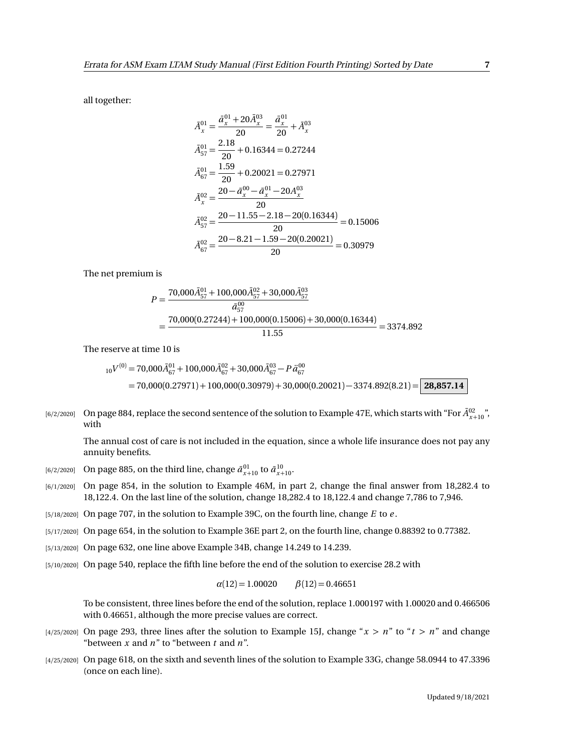all together:

$$\bar{A}_x^{01} = \frac{\bar{a}_x^{01} + 20\bar{A}_x^{03}}{20} = \frac{\bar{a}_x^{01}}{20} + \bar{A}_x^{03}$$

$$\bar{A}_{57}^{01} = \frac{2.18}{20} + 0.16344 = 0.27244$$

$$\bar{A}_{67}^{01} = \frac{1.59}{20} + 0.20021 = 0.27971$$

$$\bar{A}_x^{02} = \frac{20 - \bar{a}_x^{00} - \bar{a}_x^{01} - 20A_x^{03}}{20}$$

$$\bar{A}_{57}^{02} = \frac{20 - 11.55 - 2.18 - 20(0.16344)}{20} = 0.15006$$

$$\bar{A}_{67}^{02} = \frac{20 - 8.21 - 1.59 - 20(0.20021)}{20} = 0.30979$$

The net premium is

$$P = \frac{70{,}000\bar{A}_{57}^{01} + 100{,}000\bar{A}_{57}^{02} + 30{,}000\bar{A}_{57}^{03}}{\bar{a}_{57}^{00}}$$

$$= \frac{70{,}000(0.27244) + 100{,}000(0.15006) + 30{,}000(0.16344)}{11.55} = 3374.892$$

The reserve at time 10 is

$${}_{10}V^{(0)} = 70{,}000\bar{A}_{67}^{01} + 100{,}000\bar{A}_{67}^{02} + 30{,}000\bar{A}_{67}^{03} - P\,\ddot{a}_{67}^{00}$$

$$= 70{,}000(0.27971) + 100{,}000(0.30979) + 30{,}000(0.20021) - 3374.892(8.21) = \boxed{\mathbf{28{,}857.14}}$$

[6/2/2020] On page 884, replace the second sentence of the solution to Example 47E, which starts with "For $\bar{A}_{x+10}^{02}$", with

The annual cost of care is not included in the equation, since a whole life insurance does not pay any annuity benefits.

[6/2/2020] On page 885, on the third line, change $\bar{a}_{x+10}^{01}$ to $\bar{a}_{x+10}^{10}$.

[6/1/2020] On page 854, in the solution to Example 46M, in part 2, change the final answer from 18,282.4 to 18,122.4. On the last line of the solution, change 18,282.4 to 18,122.4 and change 7,786 to 7,946.

[5/18/2020] On page 707, in the solution to Example 39C, on the fourth line, change $E$ to $e$.

[5/17/2020] On page 654, in the solution to Example 36E part 2, on the fourth line, change 0.88392 to 0.77382.

[5/13/2020] On page 632, one line above Example 34B, change 14.249 to 14.239.

[5/10/2020] On page 540, replace the fifth line before the end of the solution to exercise 28.2 with

$$\alpha(12) = 1.00020 \qquad \beta(12) = 0.46651$$

To be consistent, three lines before the end of the solution, replace 1.000197 with 1.00020 and 0.466506 with 0.46651, although the more precise values are correct.

[4/25/2020] On page 293, three lines after the solution to Example 15J, change "$x > n$" to "$t > n$" and change "between $x$ and $n$" to "between $t$ and $n$".

[4/25/2020] On page 618, on the sixth and seventh lines of the solution to Example 33G, change 58.0944 to 47.3396 (once on each line).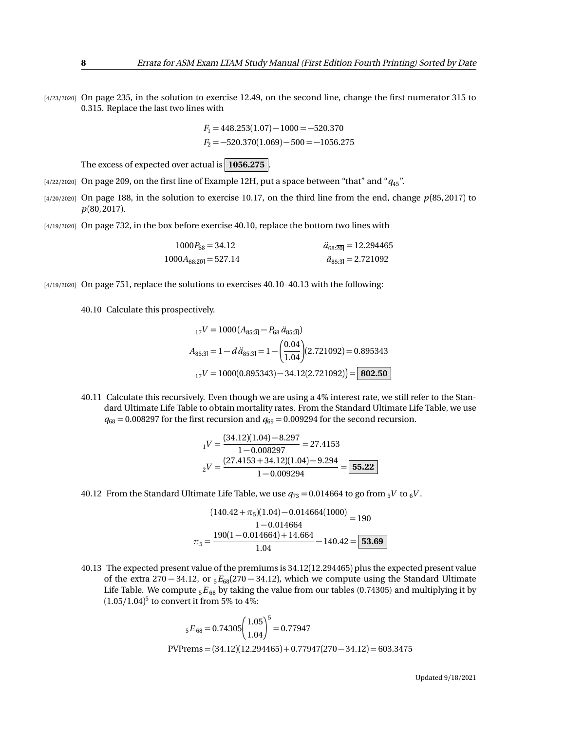[4/23/2020] On page 235, in the solution to exercise 12.49, on the second line, change the first numerator 315 to 0.315. Replace the last two lines with

$$F_1 = 448.253(1.07) - 1000 = -520.370$$
$$F_2 = -520.370(1.069) - 500 = -1056.275$$

The excess of expected over actual is $\boxed{\mathbf{1056.275}}$.

[4/22/2020] On page 209, on the first line of Example 12H, put a space between "that" and "$q_{45}$".

[4/20/2020] On page 188, in the solution to exercise 10.17, on the third line from the end, change $p(85, 2017)$ to $p(80, 2017)$.

[4/19/2020] On page 732, in the box before exercise 40.10, replace the bottom two lines with

$$1000P_{68} = 34.12 \qquad \ddot{a}_{68:\overline{20}|} = 12.294465$$
$$1000A_{68:\overline{20}|} = 527.14 \qquad \ddot{a}_{85:\overline{3}|} = 2.721092$$

[4/19/2020] On page 751, replace the solutions to exercises 40.10–40.13 with the following:

40.10 Calculate this prospectively.

$$_{17}V = 1000(A_{85:\overline{3}|} - P_{68}\,\ddot{a}_{85:\overline{3}|})$$
$$A_{85:\overline{3}|} = 1 - d\,\ddot{a}_{85:\overline{3}|} = 1 - \left(\frac{0.04}{1.04}\right)(2.721092) = 0.895343$$
$$_{17}V = 1000(0.895343) - 34.12(2.721092)\big) = \boxed{\mathbf{802.50}}$$

40.11 Calculate this recursively. Even though we are using a 4% interest rate, we still refer to the Standard Ultimate Life Table to obtain mortality rates. From the Standard Ultimate Life Table, we use $q_{68} = 0.008297$ for the first recursion and $q_{69} = 0.009294$ for the second recursion.

$$_{1}V = \frac{(34.12)(1.04) - 8.297}{1 - 0.008297} = 27.4153$$
$$_{2}V = \frac{(27.4153 + 34.12)(1.04) - 9.294}{1 - 0.009294} = \boxed{\mathbf{55.22}}$$

40.12 From the Standard Ultimate Life Table, we use $q_{73} = 0.014664$ to go from $_5V$ to $_6V$.

$$\frac{(140.42 + \pi_5)(1.04) - 0.014664(1000)}{1 - 0.014664} = 190$$
$$\pi_5 = \frac{190(1 - 0.014664) + 14.664}{1.04} - 140.42 = \boxed{\mathbf{53.69}}$$

40.13 The expected present value of the premiums is 34.12(12.294465) plus the expected present value of the extra $270 - 34.12$, or $_5E_{68}(270 - 34.12)$, which we compute using the Standard Ultimate Life Table. We compute $_5E_{68}$ by taking the value from our tables (0.74305) and multiplying it by $(1.05/1.04)^5$ to convert it from 5% to 4%:

$$_5E_{68} = 0.74305\left(\frac{1.05}{1.04}\right)^5 = 0.77947$$
$$\text{PVPrems} = (34.12)(12.294465) + 0.77947(270 - 34.12) = 603.3475$$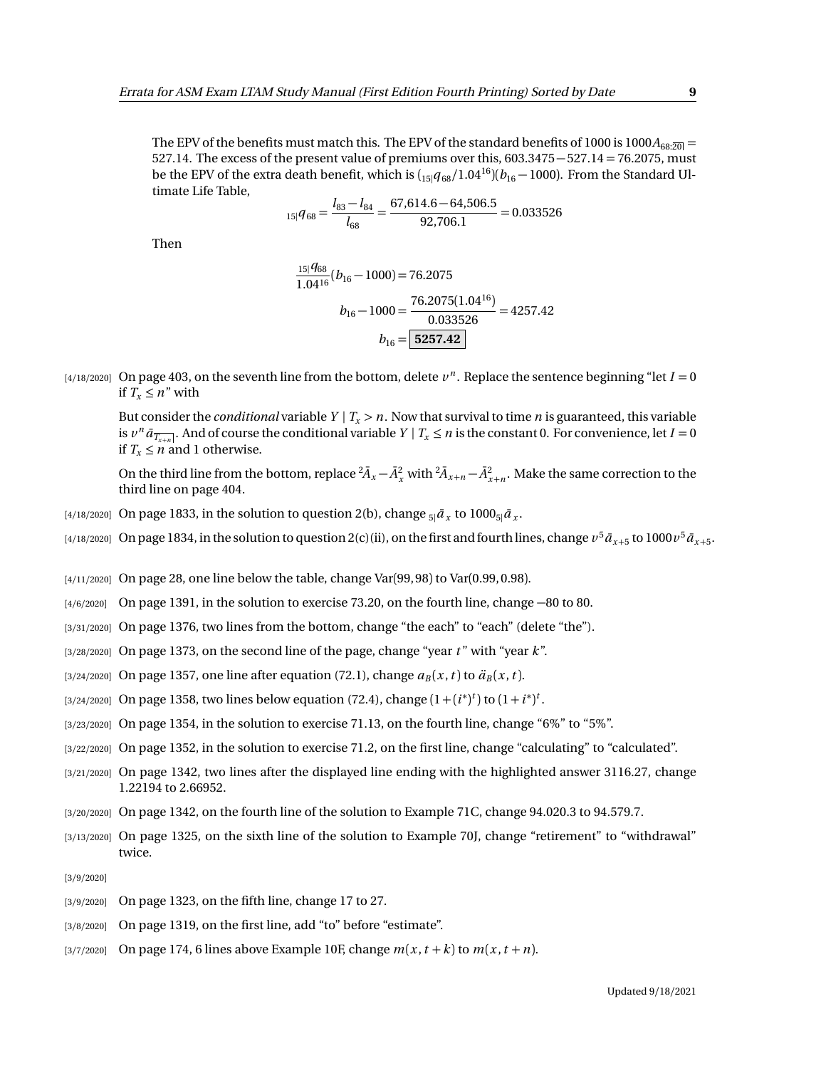The EPV of the benefits must match this. The EPV of the standard benefits of 1000 is $1000A_{68:\overline{20|}} = 527.14$. The excess of the present value of premiums over this, $603.3475 - 527.14 = 76.2075$, must be the EPV of the extra death benefit, which is $({}_{15|}q_{68}/1.04^{16})(b_{16} - 1000)$. From the Standard Ultimate Life Table,

$$ {}_{15|}q_{68} = \frac{l_{83} - l_{84}}{l_{68}} = \frac{67{,}614.6 - 64{,}506.5}{92{,}706.1} = 0.033526 $$

Then

$$ \frac{{}_{15|}q_{68}}{1.04^{16}}(b_{16} - 1000) = 76.2075 $$

$$ b_{16} - 1000 = \frac{76.2075(1.04^{16})}{0.033526} = 4257.42 $$

$$ b_{16} = \boxed{\mathbf{5257.42}} $$

[4/18/2020] On page 403, on the seventh line from the bottom, delete $v^n$. Replace the sentence beginning "let $I = 0$ if $T_x \le n$" with

But consider the *conditional* variable $Y \mid T_x > n$. Now that survival to time $n$ is guaranteed, this variable is $v^n \bar{a}_{\overline{T_{x+n}|}}$. And of course the conditional variable $Y \mid T_x \le n$ is the constant 0. For convenience, let $I = 0$ if $T_x \le n$ and 1 otherwise.

On the third line from the bottom, replace ${}^2\bar{A}_x - \bar{A}_x^2$ with ${}^2\bar{A}_{x+n} - \bar{A}_{x+n}^2$. Make the same correction to the third line on page 404.

[4/18/2020] On page 1833, in the solution to question 2(b), change ${}_{5|}\bar{a}_x$ to $1000{}_{5|}\bar{a}_x$.

[4/18/2020] On page 1834, in the solution to question 2(c)(ii), on the first and fourth lines, change $v^5 \bar{a}_{x+5}$ to $1000v^5 \bar{a}_{x+5}$.

[4/11/2020] On page 28, one line below the table, change Var(99, 98) to Var(0.99, 0.98).

[4/6/2020] On page 1391, in the solution to exercise 73.20, on the fourth line, change −80 to 80.

[3/31/2020] On page 1376, two lines from the bottom, change "the each" to "each" (delete "the").

[3/28/2020] On page 1373, on the second line of the page, change "year $t$" with "year $k$".

[3/24/2020] On page 1357, one line after equation (72.1), change $a_B(x,t)$ to $\ddot{a}_B(x,t)$.

[3/24/2020] On page 1358, two lines below equation (72.4), change $(1 + (i^*)^t)$ to $(1 + i^*)^t$.

[3/23/2020] On page 1354, in the solution to exercise 71.13, on the fourth line, change "6%" to "5%".

[3/22/2020] On page 1352, in the solution to exercise 71.2, on the first line, change "calculating" to "calculated".

[3/21/2020] On page 1342, two lines after the displayed line ending with the highlighted answer 3116.27, change 1.22194 to 2.66952.

[3/20/2020] On page 1342, on the fourth line of the solution to Example 71C, change 94.020.3 to 94.579.7.

[3/13/2020] On page 1325, on the sixth line of the solution to Example 70J, change "retirement" to "withdrawal" twice.

[3/9/2020]

[3/9/2020] On page 1323, on the fifth line, change 17 to 27.

[3/8/2020] On page 1319, on the first line, add "to" before "estimate".

[3/7/2020] On page 174, 6 lines above Example 10F, change $m(x, t+k)$ to $m(x, t+n)$.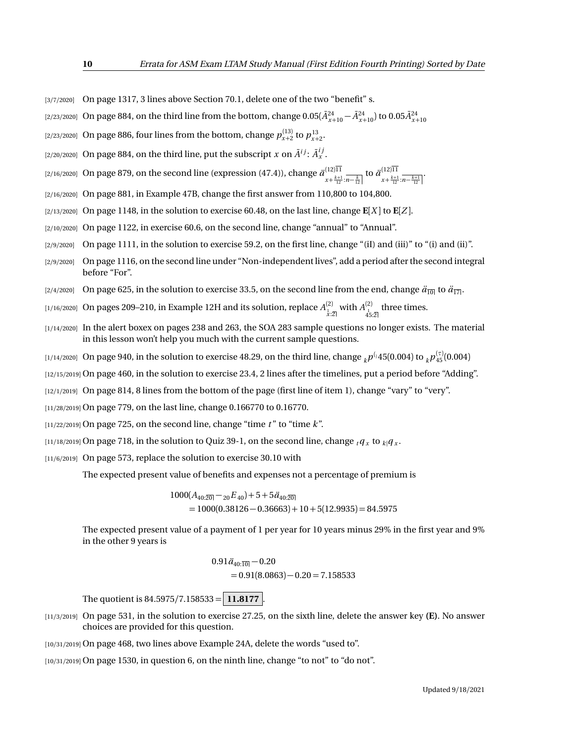[3/7/2020] On page 1317, 3 lines above Section 70.1, delete one of the two “benefit” s.

[2/23/2020] On page 884, on the third line from the bottom, change $0.05(\bar{A}^{24}_{x+10} - \bar{A}^{24}_{x+10})$ to $0.05\bar{A}^{24}_{x+10}$

[2/23/2020] On page 886, four lines from the bottom, change $p^{(13)}_{x+2}$ to $p^{13}_{x+2}$.

[2/20/2020] On page 884, on the third line, put the subscript $x$ on $\bar{A}^{ij}$: $\bar{A}^{ij}_x$.

[2/16/2020] On page 879, on the second line (expression (47.4)), change $\ddot{a}^{(12)\overline{11}}_{x+\frac{k+1}{12}:\overline{n-\frac{k}{12}}|}$ to $\ddot{a}^{(12)\overline{11}}_{x+\frac{k+1}{12}:\overline{n-\frac{k+1}{12}}|}$.

[2/16/2020] On page 881, in Example 47B, change the first answer from 110,800 to 104,800.

[2/13/2020] On page 1148, in the solution to exercise 60.48, on the last line, change $\mathbf{E}[X]$ to $\mathbf{E}[Z]$.

[2/10/2020] On page 1122, in exercise 60.6, on the second line, change “annual” to “Annual”.

[2/9/2020] On page 1111, in the solution to exercise 59.2, on the first line, change “(iI) and (iii)” to “(i) and (ii)”.

[2/9/2020] On page 1116, on the second line under “Non-independent lives”, add a period after the second integral before “For”.

[2/4/2020] On page 625, in the solution to exercise 33.5, on the second line from the end, change $\ddot{a}_{\overline{10}|}$ to $\ddot{a}_{\overline{17}|}$.

[1/16/2020] On pages 209–210, in Example 12H and its solution, replace $A^{(2)}_{\substack{1\\x:\overline{2}|}}$ with $A^{(2)}_{\substack{1\\45:\overline{2}|}}$ three times.

[1/14/2020] In the alert boxex on pages 238 and 263, the SOA 283 sample questions no longer exists. The material in this lesson won’t help you much with the current sample questions.

[1/14/2020] On page 940, in the solution to exercise 48.29, on the third line, change ${}_kp^{(}45(0.004)$ to ${}_kp^{(\tau)}_{45}(0.004)$

[12/15/2019] On page 460, in the solution to exercise 23.4, 2 lines after the timelines, put a period before “Adding”.

[12/1/2019] On page 814, 8 lines from the bottom of the page (first line of item 1), change “vary” to “very”.

[11/28/2019] On page 779, on the last line, change 0.166770 to 0.16770.

[11/22/2019] On page 725, on the second line, change “time $t$” to “time $k$”.

[11/18/2019] On page 718, in the solution to Quiz 39-1, on the second line, change ${}_tq_x$ to ${}_{k|}q_x$.

[11/6/2019] On page 573, replace the solution to exercise 30.10 with

The expected present value of benefits and expenses not a percentage of premium is

$$\begin{aligned}
&1000(A_{40:\overline{20}|} - {}_{20}E_{40}) + 5 + 5\ddot{a}_{40:\overline{20}|}\\
&\quad = 1000(0.38126 - 0.36663) + 10 + 5(12.9935) = 84.5975
\end{aligned}$$

The expected present value of a payment of 1 per year for 10 years minus 29% in the first year and 9% in the other 9 years is

$$\begin{aligned}
&0.91\ddot{a}_{40:\overline{10}|} - 0.20\\
&\quad = 0.91(8.0863) - 0.20 = 7.158533
\end{aligned}$$

The quotient is $84.5975/7.158533 = \boxed{\mathbf{11.8177}}$.

[11/3/2019] On page 531, in the solution to exercise 27.25, on the sixth line, delete the answer key **(E)**. No answer choices are provided for this question.

[10/31/2019] On page 468, two lines above Example 24A, delete the words “used to”.

[10/31/2019] On page 1530, in question 6, on the ninth line, change “to not” to “do not”.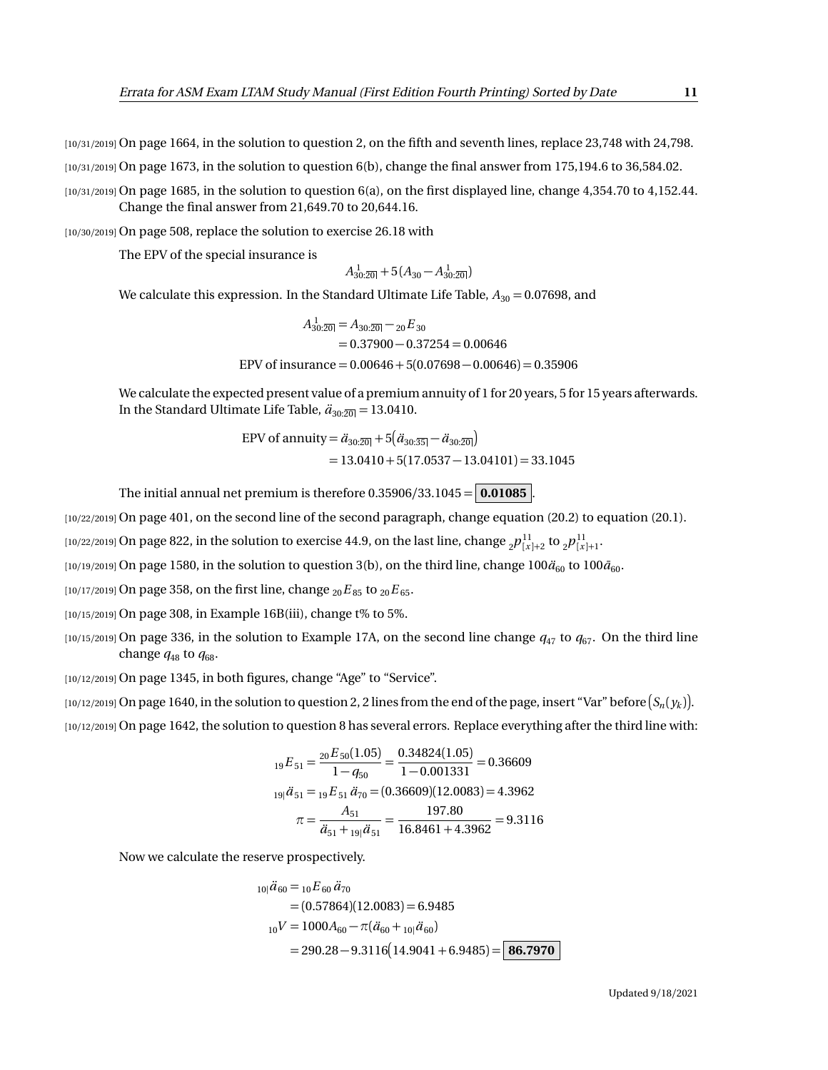[10/31/2019] On page 1664, in the solution to question 2, on the fifth and seventh lines, replace 23,748 with 24,798.

[10/31/2019] On page 1673, in the solution to question 6(b), change the final answer from 175,194.6 to 36,584.02.

[10/31/2019] On page 1685, in the solution to question 6(a), on the first displayed line, change 4,354.70 to 4,152.44. Change the final answer from 21,649.70 to 20,644.16.

[10/30/2019] On page 508, replace the solution to exercise 26.18 with

The EPV of the special insurance is

$$A^{\,1}_{30:\overline{20}|} + 5\left(A_{30} - A^{\,1}_{30:\overline{20}|}\right)$$

We calculate this expression. In the Standard Ultimate Life Table, $A_{30} = 0.07698$, and

$$\begin{aligned}
A^{\,1}_{30:\overline{20}|} &= A_{30:\overline{20}|} - {}_{20}E_{30} \\
&= 0.37900 - 0.37254 = 0.00646 \\
\text{EPV of insurance} &= 0.00646 + 5(0.07698 - 0.00646) = 0.35906
\end{aligned}$$

We calculate the expected present value of a premium annuity of 1 for 20 years, 5 for 15 years afterwards. In the Standard Ultimate Life Table, $\ddot{a}_{30:\overline{20}|} = 13.0410$.

$$\begin{aligned}
\text{EPV of annuity} &= \ddot{a}_{30:\overline{20}|} + 5\left(\ddot{a}_{30:\overline{35}|} - \ddot{a}_{30:\overline{20}|}\right) \\
&= 13.0410 + 5(17.0537 - 13.04101) = 33.1045
\end{aligned}$$

The initial annual net premium is therefore $0.35906/33.1045 = \boxed{\mathbf{0.01085}}$.

[10/22/2019] On page 401, on the second line of the second paragraph, change equation (20.2) to equation (20.1).

[10/22/2019] On page 822, in the solution to exercise 44.9, on the last line, change ${}_2p^{11}_{[x]+2}$ to ${}_2p^{11}_{[x]+1}$.

[10/19/2019] On page 1580, in the solution to question 3(b), on the third line, change $100\ddot{a}_{60}$ to $100\bar{a}_{60}$.

[10/17/2019] On page 358, on the first line, change ${}_{20}E_{85}$ to ${}_{20}E_{65}$.

[10/15/2019] On page 308, in Example 16B(iii), change t% to 5%.

[10/15/2019] On page 336, in the solution to Example 17A, on the second line change $q_{47}$ to $q_{67}$. On the third line change $q_{48}$ to $q_{68}$.

[10/12/2019] On page 1345, in both figures, change "Age" to "Service".

[10/12/2019] On page 1640, in the solution to question 2, 2 lines from the end of the page, insert "Var" before $\left(S_n(y_k)\right)$.

[10/12/2019] On page 1642, the solution to question 8 has several errors. Replace everything after the third line with:

$$\begin{aligned}
{}_{19}E_{51} &= \frac{{}_{20}E_{50}(1.05)}{1-q_{50}} = \frac{0.34824(1.05)}{1-0.001331} = 0.36609 \\
{}_{19|}\ddot{a}_{51} &= {}_{19}E_{51}\,\ddot{a}_{70} = (0.36609)(12.0083) = 4.3962 \\
\pi &= \frac{A_{51}}{\ddot{a}_{51} + {}_{19|}\ddot{a}_{51}} = \frac{197.80}{16.8461 + 4.3962} = 9.3116
\end{aligned}$$

Now we calculate the reserve prospectively.

$$\begin{aligned}
{}_{10|}\ddot{a}_{60} &= {}_{10}E_{60}\,\ddot{a}_{70} \\
&= (0.57864)(12.0083) = 6.9485 \\
{}_{10}V &= 1000A_{60} - \pi(\ddot{a}_{60} + {}_{10|}\ddot{a}_{60}) \\
&= 290.28 - 9.3116\left(14.9041 + 6.9485\right) = \boxed{\mathbf{86.7970}}
\end{aligned}$$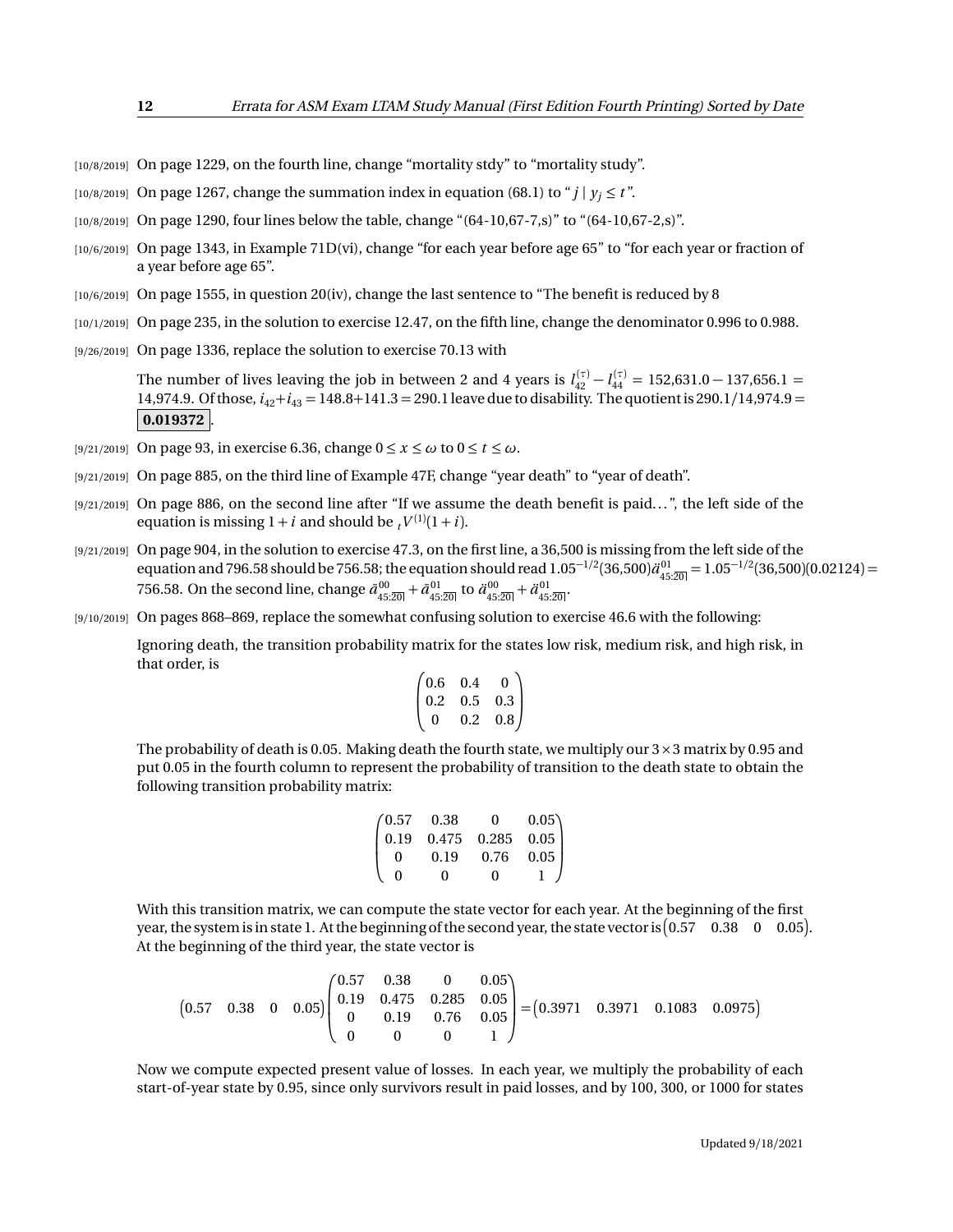[10/8/2019] On page 1229, on the fourth line, change "mortality stdy" to "mortality study".

[10/8/2019] On page 1267, change the summation index in equation (68.1) to "$j \mid y_j \le t$".

[10/8/2019] On page 1290, four lines below the table, change "(64-10,67-7,s)" to "(64-10,67-2,s)".

[10/6/2019] On page 1343, in Example 71D(vi), change "for each year before age 65" to "for each year or fraction of a year before age 65".

[10/6/2019] On page 1555, in question 20(iv), change the last sentence to "The benefit is reduced by 8

[10/1/2019] On page 235, in the solution to exercise 12.47, on the fifth line, change the denominator 0.996 to 0.988.

[9/26/2019] On page 1336, replace the solution to exercise 70.13 with

The number of lives leaving the job in between 2 and 4 years is $l_{42}^{(\tau)} - l_{44}^{(\tau)} = 152{,}631.0 - 137{,}656.1 = 14{,}974.9$. Of those, $i_{42}+i_{43} = 148.8+141.3 = 290.1$ leave due to disability. The quotient is $290.1/14{,}974.9 = \boxed{\mathbf{0.019372}}$.

[9/21/2019] On page 93, in exercise 6.36, change $0 \le x \le \omega$ to $0 \le t \le \omega$.

[9/21/2019] On page 885, on the third line of Example 47F, change "year death" to "year of death".

[9/21/2019] On page 886, on the second line after "If we assume the death benefit is paid...", the left side of the equation is missing $1+i$ and should be ${}_tV^{(1)}(1+i)$.

[9/21/2019] On page 904, in the solution to exercise 47.3, on the first line, a 36,500 is missing from the left side of the equation and 796.58 should be 756.58; the equation should read $1.05^{-1/2}(36{,}500)\ddot{a}^{01}_{45:\overline{20}|} = 1.05^{-1/2}(36{,}500)(0.02124) = 756.58$. On the second line, change $\bar{a}^{00}_{45:\overline{20}|} + \bar{a}^{01}_{45:\overline{20}|}$ to $\ddot{a}^{00}_{45:\overline{20}|} + \ddot{a}^{01}_{45:\overline{20}|}$.

[9/10/2019] On pages 868–869, replace the somewhat confusing solution to exercise 46.6 with the following:

Ignoring death, the transition probability matrix for the states low risk, medium risk, and high risk, in that order, is

$$\begin{pmatrix} 0.6 & 0.4 & 0 \\ 0.2 & 0.5 & 0.3 \\ 0 & 0.2 & 0.8 \end{pmatrix}$$

The probability of death is 0.05. Making death the fourth state, we multiply our $3 \times 3$ matrix by 0.95 and put 0.05 in the fourth column to represent the probability of transition to the death state to obtain the following transition probability matrix:

$$\begin{pmatrix} 0.57 & 0.38 & 0 & 0.05 \\ 0.19 & 0.475 & 0.285 & 0.05 \\ 0 & 0.19 & 0.76 & 0.05 \\ 0 & 0 & 0 & 1 \end{pmatrix}$$

With this transition matrix, we can compute the state vector for each year. At the beginning of the first year, the system is in state 1. At the beginning of the second year, the state vector is $\begin{pmatrix} 0.57 & 0.38 & 0 & 0.05 \end{pmatrix}$. At the beginning of the third year, the state vector is

$$\begin{pmatrix} 0.57 & 0.38 & 0 & 0.05 \end{pmatrix} \begin{pmatrix} 0.57 & 0.38 & 0 & 0.05 \\ 0.19 & 0.475 & 0.285 & 0.05 \\ 0 & 0.19 & 0.76 & 0.05 \\ 0 & 0 & 0 & 1 \end{pmatrix} = \begin{pmatrix} 0.3971 & 0.3971 & 0.1083 & 0.0975 \end{pmatrix}$$

Now we compute expected present value of losses. In each year, we multiply the probability of each start-of-year state by 0.95, since only survivors result in paid losses, and by 100, 300, or 1000 for states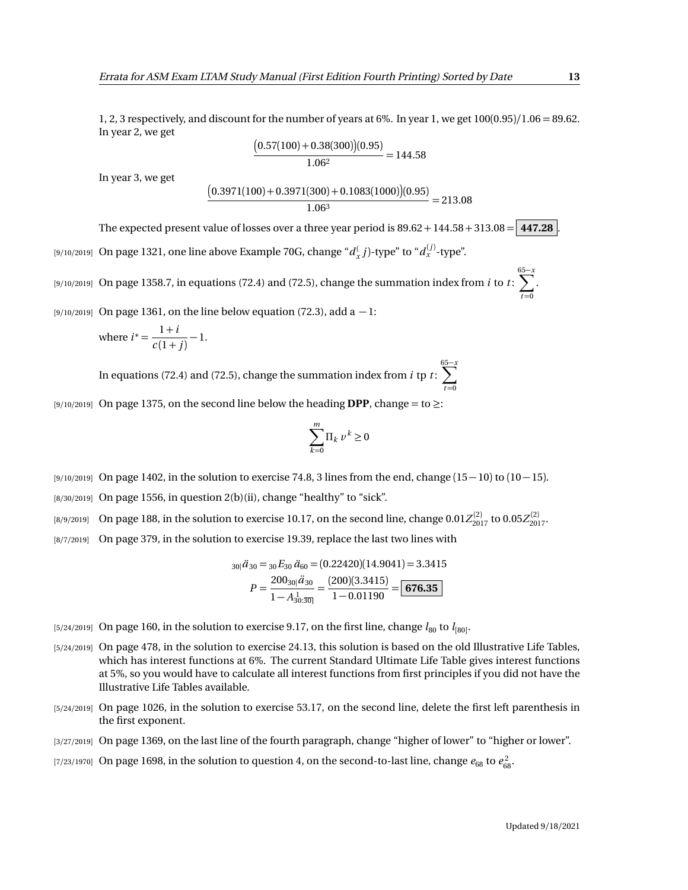1, 2, 3 respectively, and discount for the number of years at 6%. In year 1, we get $100(0.95)/1.06 = 89.62$. In year 2, we get

$$\frac{\big(0.57(100) + 0.38(300)\big)(0.95)}{1.06^2} = 144.58$$

In year 3, we get

$$\frac{\big(0.3971(100) + 0.3971(300) + 0.1083(1000)\big)(0.95)}{1.06^3} = 213.08$$

The expected present value of losses over a three year period is $89.62 + 144.58 + 313.08 = \boxed{\mathbf{447.28}}$.

[9/10/2019] On page 1321, one line above Example 70G, change "$d_x^( j)$-type" to "$d_x^{(j)}$-type".

[9/10/2019] On page 1358.7, in equations (72.4) and (72.5), change the summation index from $i$ to $t$: $\sum_{t=0}^{65-x}$.

[9/10/2019] On page 1361, on the line below equation (72.3), add a $-1$:

where $i^* = \dfrac{1+i}{c(1+j)} - 1$.

In equations (72.4) and (72.5), change the summation index from $i$ tp $t$: $\sum_{t=0}^{65-x}$

[9/10/2019] On page 1375, on the second line below the heading **DPP**, change $=$ to $\geq$:

$$\sum_{k=0}^{m} \Pi_k \, v^k \geq 0$$

[9/10/2019] On page 1402, in the solution to exercise 74.8, 3 lines from the end, change $(15-10)$ to $(10-15)$.

[8/30/2019] On page 1556, in question 2(b)(ii), change "healthy" to "sick".

[8/9/2019] On page 188, in the solution to exercise 10.17, on the second line, change $0.01Z_{2017}^{(2)}$ to $0.05Z_{2017}^{(2)}$.

[8/7/2019] On page 379, in the solution to exercise 19.39, replace the last two lines with

$${}_{30|}\ddot{a}_{30} = {}_{30}E_{30}\,\ddot{a}_{60} = (0.22420)(14.9041) = 3.3415$$

$$P = \frac{200\,{}_{30|}\ddot{a}_{30}}{1 - A_{30:\overline{30|}}^{1}} = \frac{(200)(3.3415)}{1 - 0.01190} = \boxed{\mathbf{676.35}}$$

[5/24/2019] On page 160, in the solution to exercise 9.17, on the first line, change $l_{80}$ to $l_{[80]}$.

[5/24/2019] On page 478, in the solution to exercise 24.13, this solution is based on the old Illustrative Life Tables, which has interest functions at 6%. The current Standard Ultimate Life Table gives interest functions at 5%, so you would have to calculate all interest functions from first principles if you did not have the Illustrative Life Tables available.

[5/24/2019] On page 1026, in the solution to exercise 53.17, on the second line, delete the first left parenthesis in the first exponent.

[3/27/2019] On page 1369, on the last line of the fourth paragraph, change "higher of lower" to "higher or lower".

[7/23/1970] On page 1698, in the solution to question 4, on the second-to-last line, change $e_{68}$ to $e_{68}^2$.